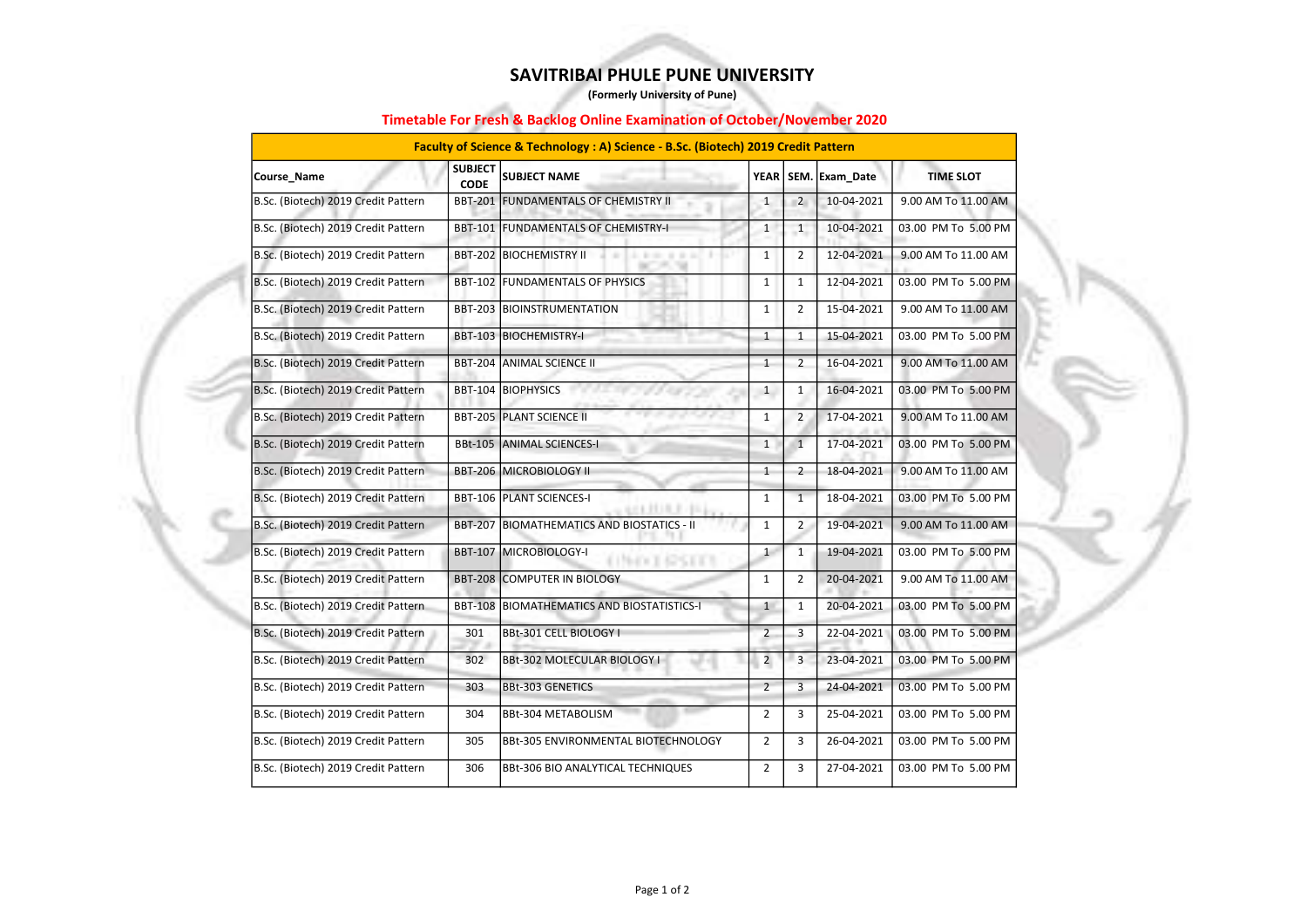# SAVITRIBAI PHULE PUNE UNIVERSITY

**(Formerly University of Pune)**

## Timetable For Fresh & Backlog Online Examination of October/November 2020

| Faculty of Science & Technology : A) Science - B.Sc. (Biotech) 2019 Credit Pattern | | | | | | |
|---|---|---|---|---|---|---|
| **Course_Name** | **SUBJECT CODE** | **SUBJECT NAME** | **YEAR** | **SEM.** | **Exam_Date** | **TIME SLOT** |
| B.Sc. (Biotech) 2019 Credit Pattern | BBT-201 | FUNDAMENTALS OF CHEMISTRY II | 1 | 2 | 10-04-2021 | 9.00 AM To 11.00 AM |
| B.Sc. (Biotech) 2019 Credit Pattern | BBT-101 | FUNDAMENTALS OF CHEMISTRY-I | 1 | 1 | 10-04-2021 | 03.00 PM To 5.00 PM |
| B.Sc. (Biotech) 2019 Credit Pattern | BBT-202 | BIOCHEMISTRY II | 1 | 2 | 12-04-2021 | 9.00 AM To 11.00 AM |
| B.Sc. (Biotech) 2019 Credit Pattern | BBT-102 | FUNDAMENTALS OF PHYSICS | 1 | 1 | 12-04-2021 | 03.00 PM To 5.00 PM |
| B.Sc. (Biotech) 2019 Credit Pattern | BBT-203 | BIOINSTRUMENTATION | 1 | 2 | 15-04-2021 | 9.00 AM To 11.00 AM |
| B.Sc. (Biotech) 2019 Credit Pattern | BBT-103 | BIOCHEMISTRY-I | 1 | 1 | 15-04-2021 | 03.00 PM To 5.00 PM |
| B.Sc. (Biotech) 2019 Credit Pattern | BBT-204 | ANIMAL SCIENCE II | 1 | 2 | 16-04-2021 | 9.00 AM To 11.00 AM |
| B.Sc. (Biotech) 2019 Credit Pattern | BBT-104 | BIOPHYSICS | 1 | 1 | 16-04-2021 | 03.00 PM To 5.00 PM |
| B.Sc. (Biotech) 2019 Credit Pattern | BBT-205 | PLANT SCIENCE II | 1 | 2 | 17-04-2021 | 9.00 AM To 11.00 AM |
| B.Sc. (Biotech) 2019 Credit Pattern | BBt-105 | ANIMAL SCIENCES-I | 1 | 1 | 17-04-2021 | 03.00 PM To 5.00 PM |
| B.Sc. (Biotech) 2019 Credit Pattern | BBT-206 | MICROBIOLOGY II | 1 | 2 | 18-04-2021 | 9.00 AM To 11.00 AM |
| B.Sc. (Biotech) 2019 Credit Pattern | BBT-106 | PLANT SCIENCES-I | 1 | 1 | 18-04-2021 | 03.00 PM To 5.00 PM |
| B.Sc. (Biotech) 2019 Credit Pattern | BBT-207 | BIOMATHEMATICS AND BIOSTATICS - II | 1 | 2 | 19-04-2021 | 9.00 AM To 11.00 AM |
| B.Sc. (Biotech) 2019 Credit Pattern | BBT-107 | MICROBIOLOGY-I | 1 | 1 | 19-04-2021 | 03.00 PM To 5.00 PM |
| B.Sc. (Biotech) 2019 Credit Pattern | BBT-208 | COMPUTER IN BIOLOGY | 1 | 2 | 20-04-2021 | 9.00 AM To 11.00 AM |
| B.Sc. (Biotech) 2019 Credit Pattern | BBT-108 | BIOMATHEMATICS AND BIOSTATISTICS-I | 1 | 1 | 20-04-2021 | 03.00 PM To 5.00 PM |
| B.Sc. (Biotech) 2019 Credit Pattern | 301 | BBt-301 CELL BIOLOGY I | 2 | 3 | 22-04-2021 | 03.00 PM To 5.00 PM |
| B.Sc. (Biotech) 2019 Credit Pattern | 302 | BBt-302 MOLECULAR BIOLOGY I | 2 | 3 | 23-04-2021 | 03.00 PM To 5.00 PM |
| B.Sc. (Biotech) 2019 Credit Pattern | 303 | BBt-303 GENETICS | 2 | 3 | 24-04-2021 | 03.00 PM To 5.00 PM |
| B.Sc. (Biotech) 2019 Credit Pattern | 304 | BBt-304 METABOLISM | 2 | 3 | 25-04-2021 | 03.00 PM To 5.00 PM |
| B.Sc. (Biotech) 2019 Credit Pattern | 305 | BBt-305 ENVIRONMENTAL BIOTECHNOLOGY | 2 | 3 | 26-04-2021 | 03.00 PM To 5.00 PM |
| B.Sc. (Biotech) 2019 Credit Pattern | 306 | BBt-306 BIO ANALYTICAL TECHNIQUES | 2 | 3 | 27-04-2021 | 03.00 PM To 5.00 PM |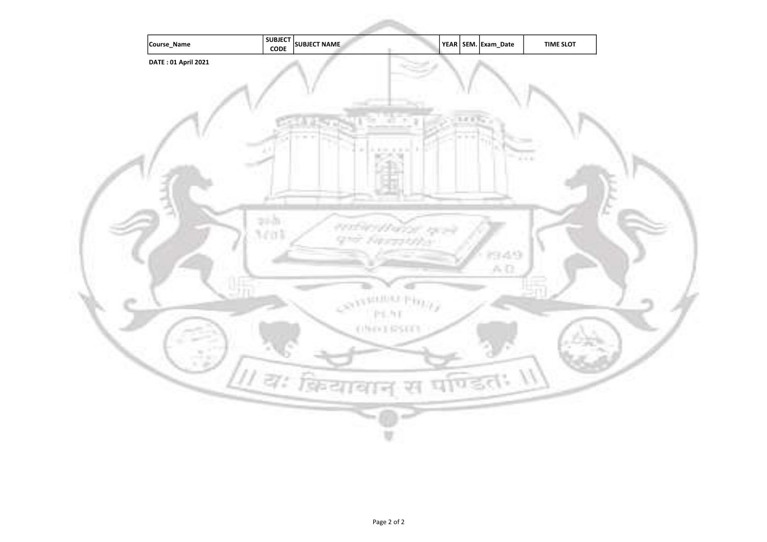| Course_Name | SUBJECT CODE | SUBJECT NAME | YEAR | SEM. | Exam_Date | TIME SLOT |
|---|---|---|---|---|---|---|

**DATE : 01 April 2021**